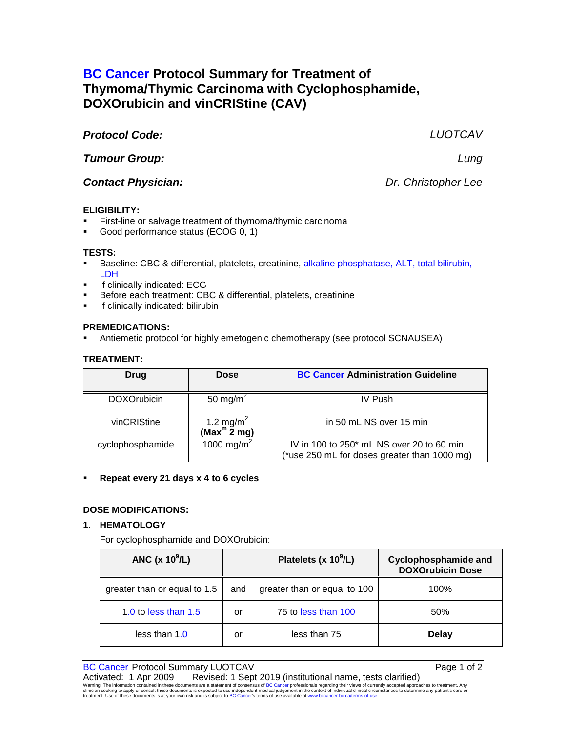# BC Cancer Protocol Summary for Treatment of Thymoma/Thymic Carcinoma with Cyclophosphamide, DOXOrubicin and vinCRIStine (CAV)

***Protocol Code:*** *LUOTCAV*

***Tumour Group:*** *Lung*

***Contact Physician:*** *Dr. Christopher Lee*

**ELIGIBILITY:**

- First-line or salvage treatment of thymoma/thymic carcinoma
- Good performance status (ECOG 0, 1)

**TESTS:**

- Baseline: CBC & differential, platelets, creatinine, alkaline phosphatase, ALT, total bilirubin, LDH
- If clinically indicated: ECG
- Before each treatment: CBC & differential, platelets, creatinine
- If clinically indicated: bilirubin

**PREMEDICATIONS:**

- Antiemetic protocol for highly emetogenic chemotherapy (see protocol SCNAUSEA)

**TREATMENT:**

| Drug | Dose | BC Cancer Administration Guideline |
|---|---|---|
| DOXOrubicin | 50 mg/m$^2$ | IV Push |
| vinCRIStine | 1.2 mg/m$^2$ **(Max$^m$ 2 mg)** | in 50 mL NS over 15 min |
| cyclophosphamide | 1000 mg/m$^2$ | IV in 100 to 250* mL NS over 20 to 60 min (*use 250 mL for doses greater than 1000 mg) |

- **Repeat every 21 days x 4 to 6 cycles**

**DOSE MODIFICATIONS:**

**1. HEMATOLOGY**

For cyclophosphamide and DOXOrubicin:

| ANC (x 10$^9$/L) | | Platelets (x 10$^9$/L) | Cyclophosphamide and DOXOrubicin Dose |
|---|---|---|---|
| greater than or equal to 1.5 | and | greater than or equal to 100 | 100% |
| 1.0 to less than 1.5 | or | 75 to less than 100 | 50% |
| less than 1.0 | or | less than 75 | **Delay** |

BC Cancer Protocol Summary LUOTCAV

Activated: 1 Apr 2009 Revised: 1 Sept 2019 (institutional name, tests clarified)

Warning: The information contained in these documents are a statement of consensus of BC Cancer professionals regarding their views of currently accepted approaches to treatment. Any clinician seeking to apply or consult these documents is expected to use independent medical judgement in the context of individual clinical circumstances to determine any patient's care or treatment. Use of these documents is at your own risk and is subject to BC Cancer's terms of use available at www.bccancer.bc.ca/terms-of-use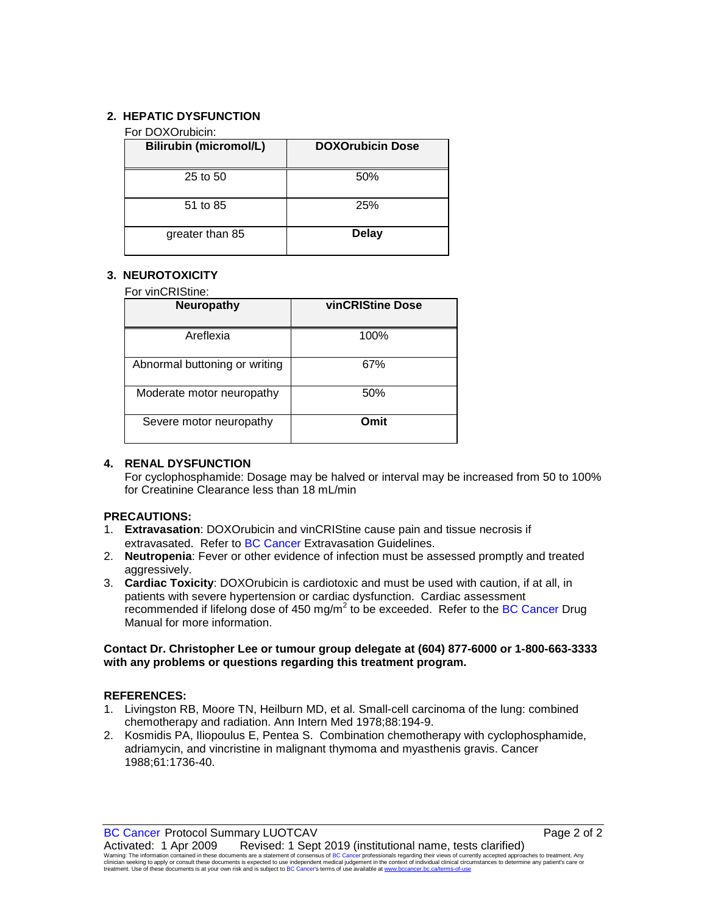## 2. HEPATIC DYSFUNCTION

For DOXOrubicin:

| Bilirubin (micromol/L) | DOXOrubicin Dose |
|---|---|
| 25 to 50 | 50% |
| 51 to 85 | 25% |
| greater than 85 | **Delay** |

## 3. NEUROTOXICITY

For vinCRIStine:

| Neuropathy | vinCRIStine Dose |
|---|---|
| Areflexia | 100% |
| Abnormal buttoning or writing | 67% |
| Moderate motor neuropathy | 50% |
| Severe motor neuropathy | **Omit** |

## 4. RENAL DYSFUNCTION

For cyclophosphamide: Dosage may be halved or interval may be increased from 50 to 100% for Creatinine Clearance less than 18 mL/min

## PRECAUTIONS:

1. **Extravasation**: DOXOrubicin and vinCRIStine cause pain and tissue necrosis if extravasated. Refer to BC Cancer Extravasation Guidelines.
2. **Neutropenia**: Fever or other evidence of infection must be assessed promptly and treated aggressively.
3. **Cardiac Toxicity**: DOXOrubicin is cardiotoxic and must be used with caution, if at all, in patients with severe hypertension or cardiac dysfunction. Cardiac assessment recommended if lifelong dose of 450 mg/$m^2$ to be exceeded. Refer to the BC Cancer Drug Manual for more information.

**Contact Dr. Christopher Lee or tumour group delegate at (604) 877-6000 or 1-800-663-3333 with any problems or questions regarding this treatment program.**

## REFERENCES:

1. Livingston RB, Moore TN, Heilburn MD, et al. Small-cell carcinoma of the lung: combined chemotherapy and radiation. Ann Intern Med 1978;88:194-9.
2. Kosmidis PA, Iliopoulus E, Pentea S. Combination chemotherapy with cyclophosphamide, adriamycin, and vincristine in malignant thymoma and myasthenis gravis. Cancer 1988;61:1736-40.